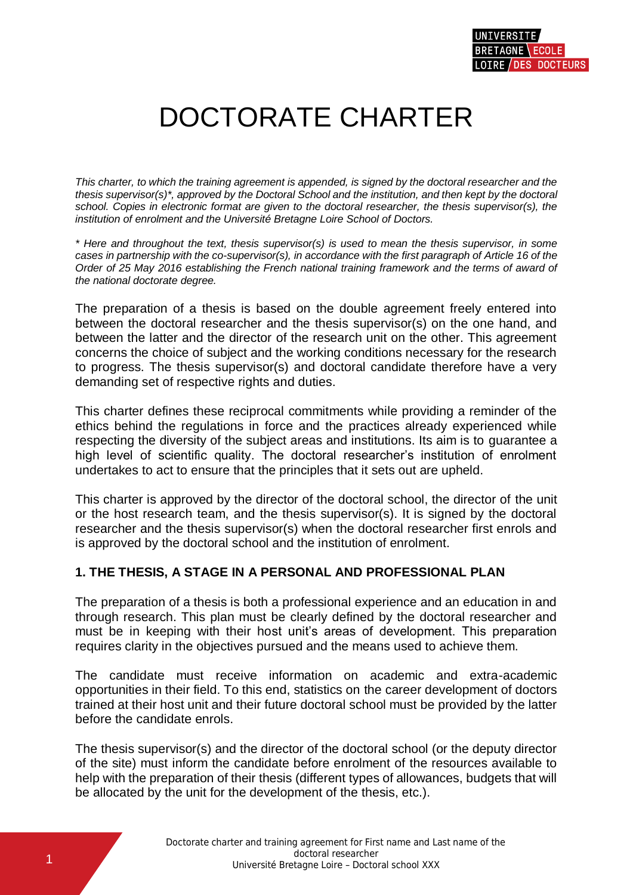# DOCTORATE CHARTER

*This charter, to which the training agreement is appended, is signed by the doctoral researcher and the thesis supervisor(s)\*, approved by the Doctoral School and the institution, and then kept by the doctoral school. Copies in electronic format are given to the doctoral researcher, the thesis supervisor(s), the institution of enrolment and the Université Bretagne Loire School of Doctors.*

*\* Here and throughout the text, thesis supervisor(s) is used to mean the thesis supervisor, in some cases in partnership with the co-supervisor(s), in accordance with the first paragraph of Article 16 of the Order of 25 May 2016 establishing the French national training framework and the terms of award of the national doctorate degree.*

The preparation of a thesis is based on the double agreement freely entered into between the doctoral researcher and the thesis supervisor(s) on the one hand, and between the latter and the director of the research unit on the other. This agreement concerns the choice of subject and the working conditions necessary for the research to progress. The thesis supervisor(s) and doctoral candidate therefore have a very demanding set of respective rights and duties.

This charter defines these reciprocal commitments while providing a reminder of the ethics behind the regulations in force and the practices already experienced while respecting the diversity of the subject areas and institutions. Its aim is to guarantee a high level of scientific quality. The doctoral researcher's institution of enrolment undertakes to act to ensure that the principles that it sets out are upheld.

This charter is approved by the director of the doctoral school, the director of the unit or the host research team, and the thesis supervisor(s). It is signed by the doctoral researcher and the thesis supervisor(s) when the doctoral researcher first enrols and is approved by the doctoral school and the institution of enrolment.

## 1. THE THESIS, A STAGE IN A PERSONAL AND PROFESSIONAL PLAN

The preparation of a thesis is both a professional experience and an education in and through research. This plan must be clearly defined by the doctoral researcher and must be in keeping with their host unit's areas of development. This preparation requires clarity in the objectives pursued and the means used to achieve them.

The candidate must receive information on academic and extra-academic opportunities in their field. To this end, statistics on the career development of doctors trained at their host unit and their future doctoral school must be provided by the latter before the candidate enrols.

The thesis supervisor(s) and the director of the doctoral school (or the deputy director of the site) must inform the candidate before enrolment of the resources available to help with the preparation of their thesis (different types of allowances, budgets that will be allocated by the unit for the development of the thesis, etc.).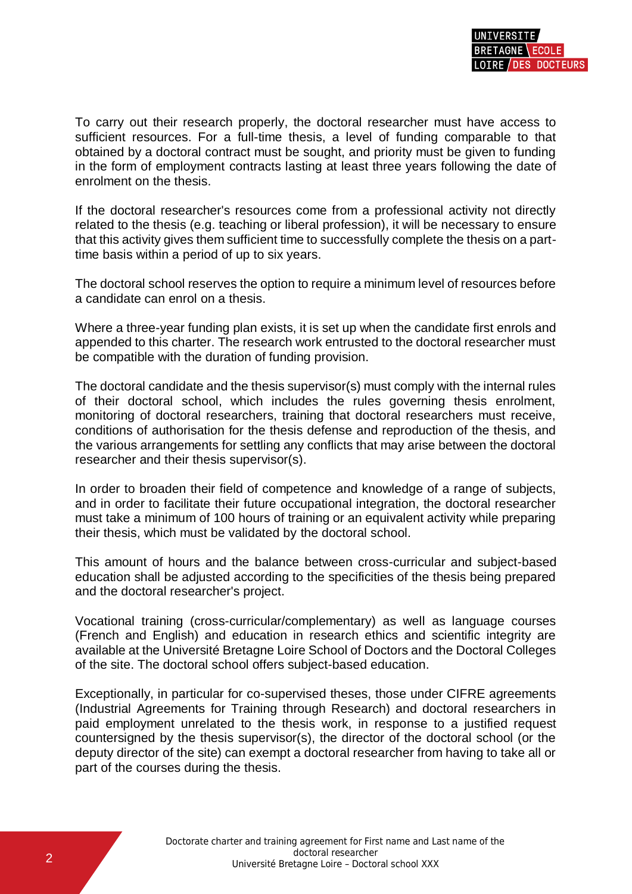To carry out their research properly, the doctoral researcher must have access to sufficient resources. For a full-time thesis, a level of funding comparable to that obtained by a doctoral contract must be sought, and priority must be given to funding in the form of employment contracts lasting at least three years following the date of enrolment on the thesis.

If the doctoral researcher's resources come from a professional activity not directly related to the thesis (e.g. teaching or liberal profession), it will be necessary to ensure that this activity gives them sufficient time to successfully complete the thesis on a part-time basis within a period of up to six years.

The doctoral school reserves the option to require a minimum level of resources before a candidate can enrol on a thesis.

Where a three-year funding plan exists, it is set up when the candidate first enrols and appended to this charter. The research work entrusted to the doctoral researcher must be compatible with the duration of funding provision.

The doctoral candidate and the thesis supervisor(s) must comply with the internal rules of their doctoral school, which includes the rules governing thesis enrolment, monitoring of doctoral researchers, training that doctoral researchers must receive, conditions of authorisation for the thesis defense and reproduction of the thesis, and the various arrangements for settling any conflicts that may arise between the doctoral researcher and their thesis supervisor(s).

In order to broaden their field of competence and knowledge of a range of subjects, and in order to facilitate their future occupational integration, the doctoral researcher must take a minimum of 100 hours of training or an equivalent activity while preparing their thesis, which must be validated by the doctoral school.

This amount of hours and the balance between cross-curricular and subject-based education shall be adjusted according to the specificities of the thesis being prepared and the doctoral researcher's project.

Vocational training (cross-curricular/complementary) as well as language courses (French and English) and education in research ethics and scientific integrity are available at the Université Bretagne Loire School of Doctors and the Doctoral Colleges of the site. The doctoral school offers subject-based education.

Exceptionally, in particular for co-supervised theses, those under CIFRE agreements (Industrial Agreements for Training through Research) and doctoral researchers in paid employment unrelated to the thesis work, in response to a justified request countersigned by the thesis supervisor(s), the director of the doctoral school (or the deputy director of the site) can exempt a doctoral researcher from having to take all or part of the courses during the thesis.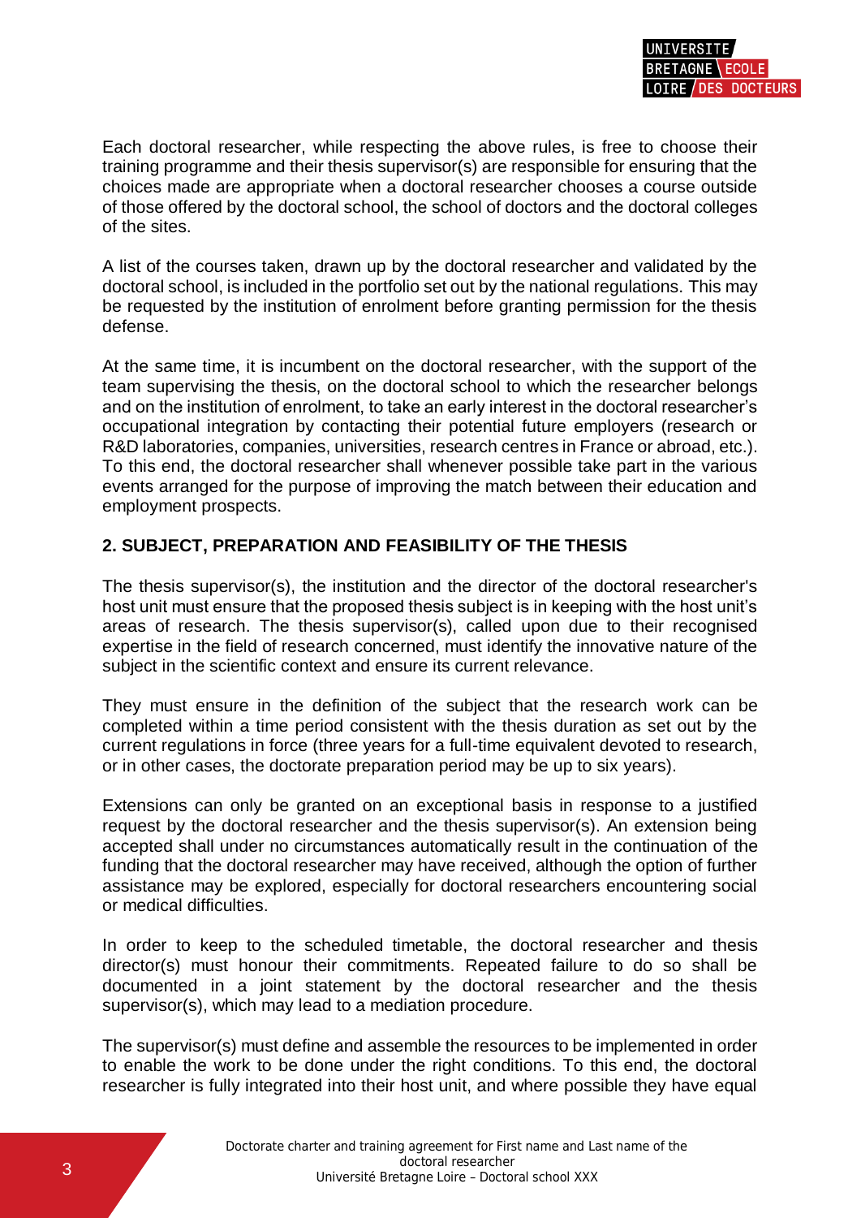Each doctoral researcher, while respecting the above rules, is free to choose their training programme and their thesis supervisor(s) are responsible for ensuring that the choices made are appropriate when a doctoral researcher chooses a course outside of those offered by the doctoral school, the school of doctors and the doctoral colleges of the sites.

A list of the courses taken, drawn up by the doctoral researcher and validated by the doctoral school, is included in the portfolio set out by the national regulations. This may be requested by the institution of enrolment before granting permission for the thesis defense.

At the same time, it is incumbent on the doctoral researcher, with the support of the team supervising the thesis, on the doctoral school to which the researcher belongs and on the institution of enrolment, to take an early interest in the doctoral researcher's occupational integration by contacting their potential future employers (research or R&D laboratories, companies, universities, research centres in France or abroad, etc.). To this end, the doctoral researcher shall whenever possible take part in the various events arranged for the purpose of improving the match between their education and employment prospects.

## 2. SUBJECT, PREPARATION AND FEASIBILITY OF THE THESIS

The thesis supervisor(s), the institution and the director of the doctoral researcher's host unit must ensure that the proposed thesis subject is in keeping with the host unit's areas of research. The thesis supervisor(s), called upon due to their recognised expertise in the field of research concerned, must identify the innovative nature of the subject in the scientific context and ensure its current relevance.

They must ensure in the definition of the subject that the research work can be completed within a time period consistent with the thesis duration as set out by the current regulations in force (three years for a full-time equivalent devoted to research, or in other cases, the doctorate preparation period may be up to six years).

Extensions can only be granted on an exceptional basis in response to a justified request by the doctoral researcher and the thesis supervisor(s). An extension being accepted shall under no circumstances automatically result in the continuation of the funding that the doctoral researcher may have received, although the option of further assistance may be explored, especially for doctoral researchers encountering social or medical difficulties.

In order to keep to the scheduled timetable, the doctoral researcher and thesis director(s) must honour their commitments. Repeated failure to do so shall be documented in a joint statement by the doctoral researcher and the thesis supervisor(s), which may lead to a mediation procedure.

The supervisor(s) must define and assemble the resources to be implemented in order to enable the work to be done under the right conditions. To this end, the doctoral researcher is fully integrated into their host unit, and where possible they have equal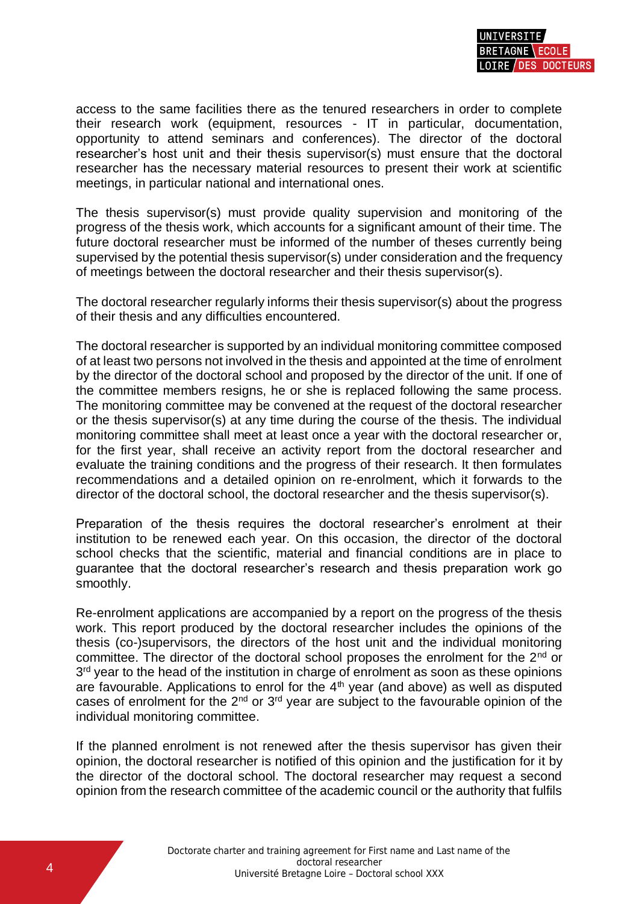access to the same facilities there as the tenured researchers in order to complete their research work (equipment, resources - IT in particular, documentation, opportunity to attend seminars and conferences). The director of the doctoral researcher's host unit and their thesis supervisor(s) must ensure that the doctoral researcher has the necessary material resources to present their work at scientific meetings, in particular national and international ones.

The thesis supervisor(s) must provide quality supervision and monitoring of the progress of the thesis work, which accounts for a significant amount of their time. The future doctoral researcher must be informed of the number of theses currently being supervised by the potential thesis supervisor(s) under consideration and the frequency of meetings between the doctoral researcher and their thesis supervisor(s).

The doctoral researcher regularly informs their thesis supervisor(s) about the progress of their thesis and any difficulties encountered.

The doctoral researcher is supported by an individual monitoring committee composed of at least two persons not involved in the thesis and appointed at the time of enrolment by the director of the doctoral school and proposed by the director of the unit. If one of the committee members resigns, he or she is replaced following the same process. The monitoring committee may be convened at the request of the doctoral researcher or the thesis supervisor(s) at any time during the course of the thesis. The individual monitoring committee shall meet at least once a year with the doctoral researcher or, for the first year, shall receive an activity report from the doctoral researcher and evaluate the training conditions and the progress of their research. It then formulates recommendations and a detailed opinion on re-enrolment, which it forwards to the director of the doctoral school, the doctoral researcher and the thesis supervisor(s).

Preparation of the thesis requires the doctoral researcher's enrolment at their institution to be renewed each year. On this occasion, the director of the doctoral school checks that the scientific, material and financial conditions are in place to guarantee that the doctoral researcher's research and thesis preparation work go smoothly.

Re-enrolment applications are accompanied by a report on the progress of the thesis work. This report produced by the doctoral researcher includes the opinions of the thesis (co-)supervisors, the directors of the host unit and the individual monitoring committee. The director of the doctoral school proposes the enrolment for the 2nd or 3rd year to the head of the institution in charge of enrolment as soon as these opinions are favourable. Applications to enrol for the 4th year (and above) as well as disputed cases of enrolment for the 2nd or 3rd year are subject to the favourable opinion of the individual monitoring committee.

If the planned enrolment is not renewed after the thesis supervisor has given their opinion, the doctoral researcher is notified of this opinion and the justification for it by the director of the doctoral school. The doctoral researcher may request a second opinion from the research committee of the academic council or the authority that fulfils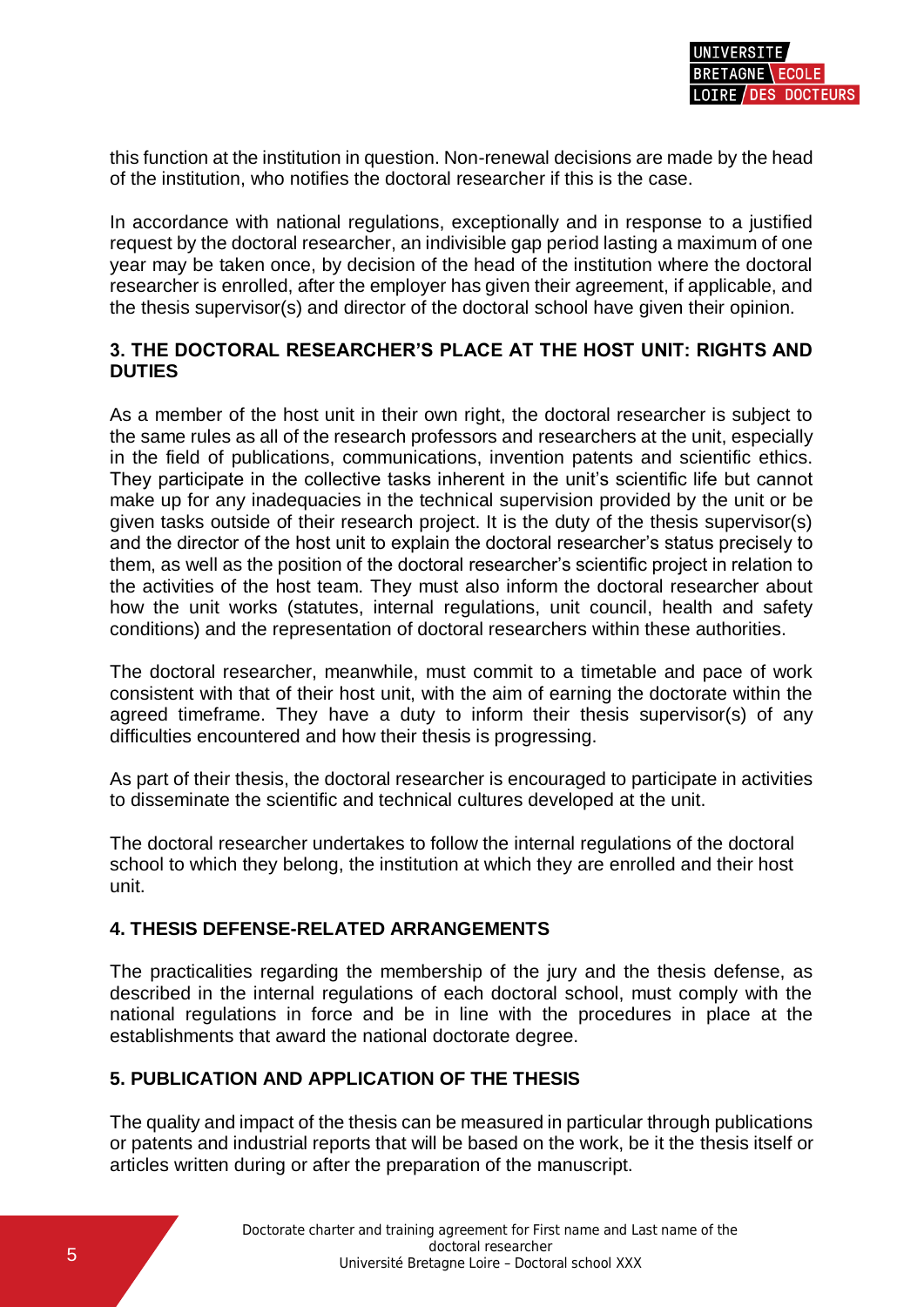this function at the institution in question. Non-renewal decisions are made by the head of the institution, who notifies the doctoral researcher if this is the case.

In accordance with national regulations, exceptionally and in response to a justified request by the doctoral researcher, an indivisible gap period lasting a maximum of one year may be taken once, by decision of the head of the institution where the doctoral researcher is enrolled, after the employer has given their agreement, if applicable, and the thesis supervisor(s) and director of the doctoral school have given their opinion.

## 3. THE DOCTORAL RESEARCHER'S PLACE AT THE HOST UNIT: RIGHTS AND DUTIES

As a member of the host unit in their own right, the doctoral researcher is subject to the same rules as all of the research professors and researchers at the unit, especially in the field of publications, communications, invention patents and scientific ethics. They participate in the collective tasks inherent in the unit's scientific life but cannot make up for any inadequacies in the technical supervision provided by the unit or be given tasks outside of their research project. It is the duty of the thesis supervisor(s) and the director of the host unit to explain the doctoral researcher's status precisely to them, as well as the position of the doctoral researcher's scientific project in relation to the activities of the host team. They must also inform the doctoral researcher about how the unit works (statutes, internal regulations, unit council, health and safety conditions) and the representation of doctoral researchers within these authorities.

The doctoral researcher, meanwhile, must commit to a timetable and pace of work consistent with that of their host unit, with the aim of earning the doctorate within the agreed timeframe. They have a duty to inform their thesis supervisor(s) of any difficulties encountered and how their thesis is progressing.

As part of their thesis, the doctoral researcher is encouraged to participate in activities to disseminate the scientific and technical cultures developed at the unit.

The doctoral researcher undertakes to follow the internal regulations of the doctoral school to which they belong, the institution at which they are enrolled and their host unit.

## 4. THESIS DEFENSE-RELATED ARRANGEMENTS

The practicalities regarding the membership of the jury and the thesis defense, as described in the internal regulations of each doctoral school, must comply with the national regulations in force and be in line with the procedures in place at the establishments that award the national doctorate degree.

## 5. PUBLICATION AND APPLICATION OF THE THESIS

The quality and impact of the thesis can be measured in particular through publications or patents and industrial reports that will be based on the work, be it the thesis itself or articles written during or after the preparation of the manuscript.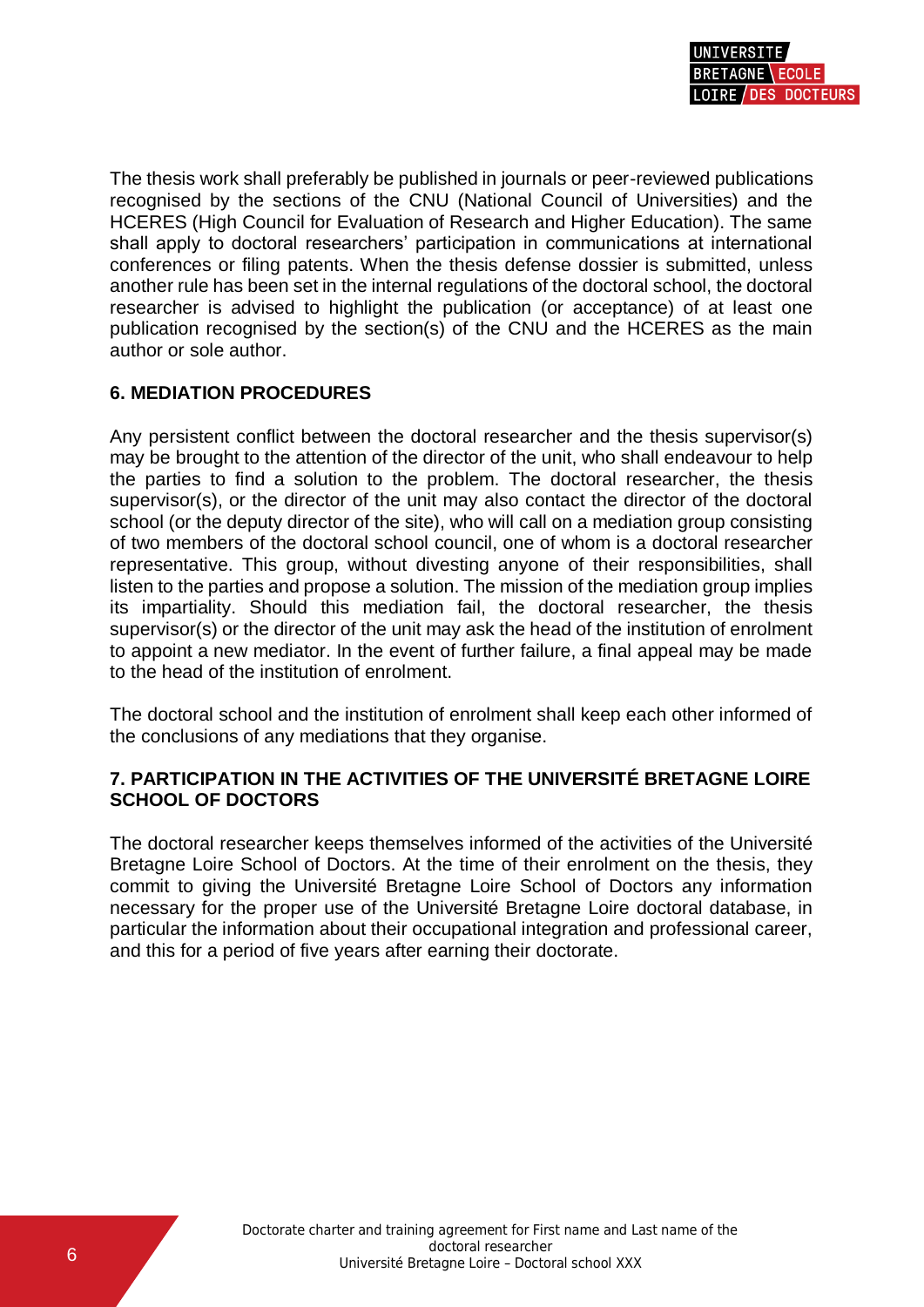The thesis work shall preferably be published in journals or peer-reviewed publications recognised by the sections of the CNU (National Council of Universities) and the HCERES (High Council for Evaluation of Research and Higher Education). The same shall apply to doctoral researchers' participation in communications at international conferences or filing patents. When the thesis defense dossier is submitted, unless another rule has been set in the internal regulations of the doctoral school, the doctoral researcher is advised to highlight the publication (or acceptance) of at least one publication recognised by the section(s) of the CNU and the HCERES as the main author or sole author.

## 6. MEDIATION PROCEDURES

Any persistent conflict between the doctoral researcher and the thesis supervisor(s) may be brought to the attention of the director of the unit, who shall endeavour to help the parties to find a solution to the problem. The doctoral researcher, the thesis supervisor(s), or the director of the unit may also contact the director of the doctoral school (or the deputy director of the site), who will call on a mediation group consisting of two members of the doctoral school council, one of whom is a doctoral researcher representative. This group, without divesting anyone of their responsibilities, shall listen to the parties and propose a solution. The mission of the mediation group implies its impartiality. Should this mediation fail, the doctoral researcher, the thesis supervisor(s) or the director of the unit may ask the head of the institution of enrolment to appoint a new mediator. In the event of further failure, a final appeal may be made to the head of the institution of enrolment.

The doctoral school and the institution of enrolment shall keep each other informed of the conclusions of any mediations that they organise.

## 7. PARTICIPATION IN THE ACTIVITIES OF THE UNIVERSITÉ BRETAGNE LOIRE SCHOOL OF DOCTORS

The doctoral researcher keeps themselves informed of the activities of the Université Bretagne Loire School of Doctors. At the time of their enrolment on the thesis, they commit to giving the Université Bretagne Loire School of Doctors any information necessary for the proper use of the Université Bretagne Loire doctoral database, in particular the information about their occupational integration and professional career, and this for a period of five years after earning their doctorate.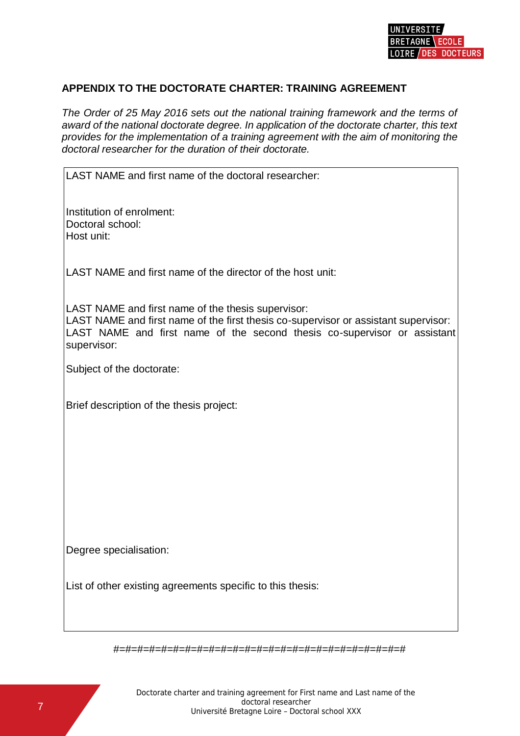## APPENDIX TO THE DOCTORATE CHARTER: TRAINING AGREEMENT

*The Order of 25 May 2016 sets out the national training framework and the terms of award of the national doctorate degree. In application of the doctorate charter, this text provides for the implementation of a training agreement with the aim of monitoring the doctoral researcher for the duration of their doctorate.*

LAST NAME and first name of the doctoral researcher:

Institution of enrolment:
Doctoral school:
Host unit:

LAST NAME and first name of the director of the host unit:

LAST NAME and first name of the thesis supervisor:
LAST NAME and first name of the first thesis co-supervisor or assistant supervisor:
LAST NAME and first name of the second thesis co-supervisor or assistant supervisor:

Subject of the doctorate:

Brief description of the thesis project:

Degree specialisation:

List of other existing agreements specific to this thesis:

#=#=#=#=#=#=#=#=#=#=#=#=#=#=#=#=#=#=#=#=#=#=#=#=#=#=#=#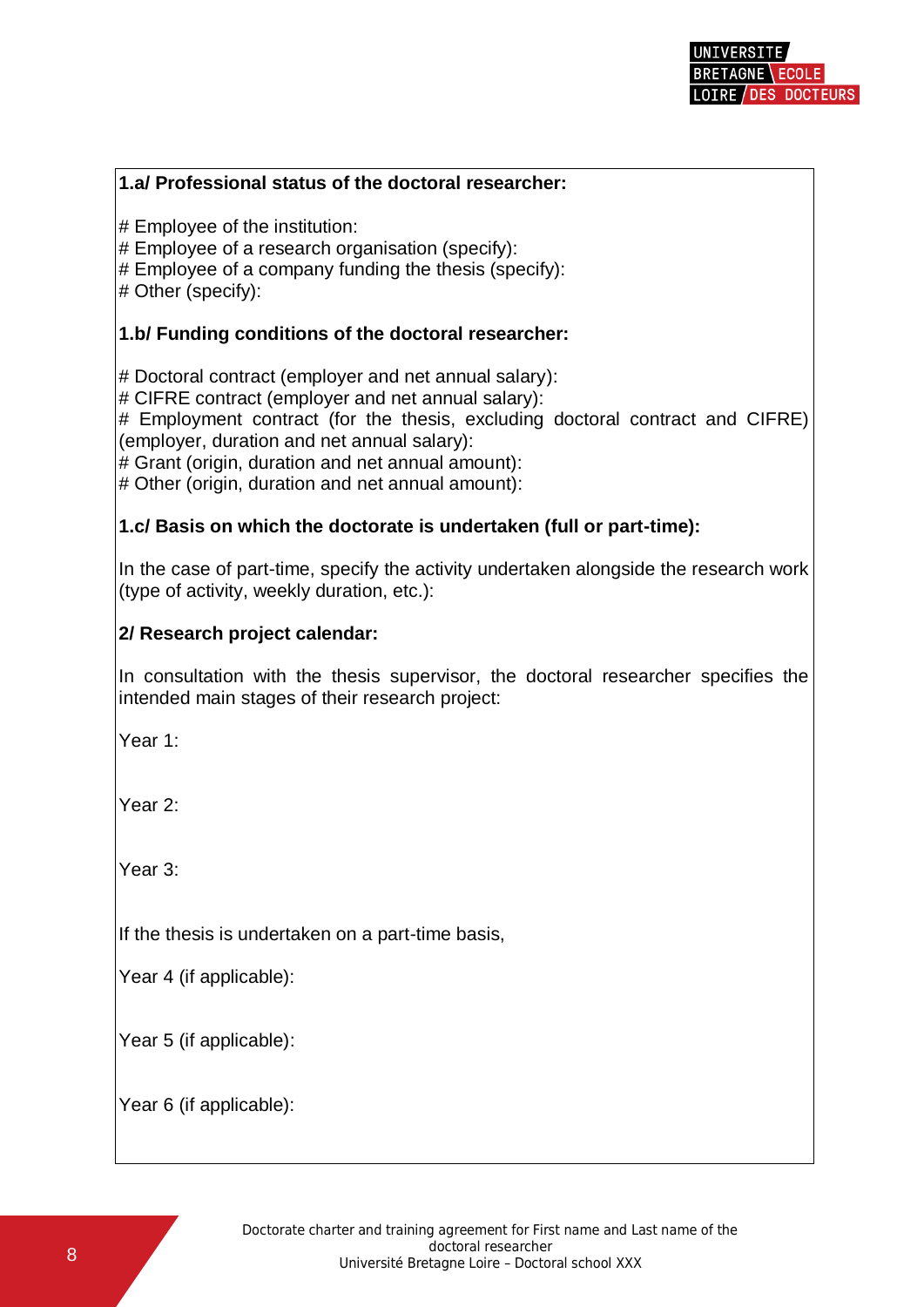**1.a/ Professional status of the doctoral researcher:**

# Employee of the institution:
# Employee of a research organisation (specify):
# Employee of a company funding the thesis (specify):
# Other (specify):

**1.b/ Funding conditions of the doctoral researcher:**

# Doctoral contract (employer and net annual salary):
# CIFRE contract (employer and net annual salary):
# Employment contract (for the thesis, excluding doctoral contract and CIFRE) (employer, duration and net annual salary):
# Grant (origin, duration and net annual amount):
# Other (origin, duration and net annual amount):

**1.c/ Basis on which the doctorate is undertaken (full or part-time):**

In the case of part-time, specify the activity undertaken alongside the research work (type of activity, weekly duration, etc.):

**2/ Research project calendar:**

In consultation with the thesis supervisor, the doctoral researcher specifies the intended main stages of their research project:

Year 1:

Year 2:

Year 3:

If the thesis is undertaken on a part-time basis,

Year 4 (if applicable):

Year 5 (if applicable):

Year 6 (if applicable):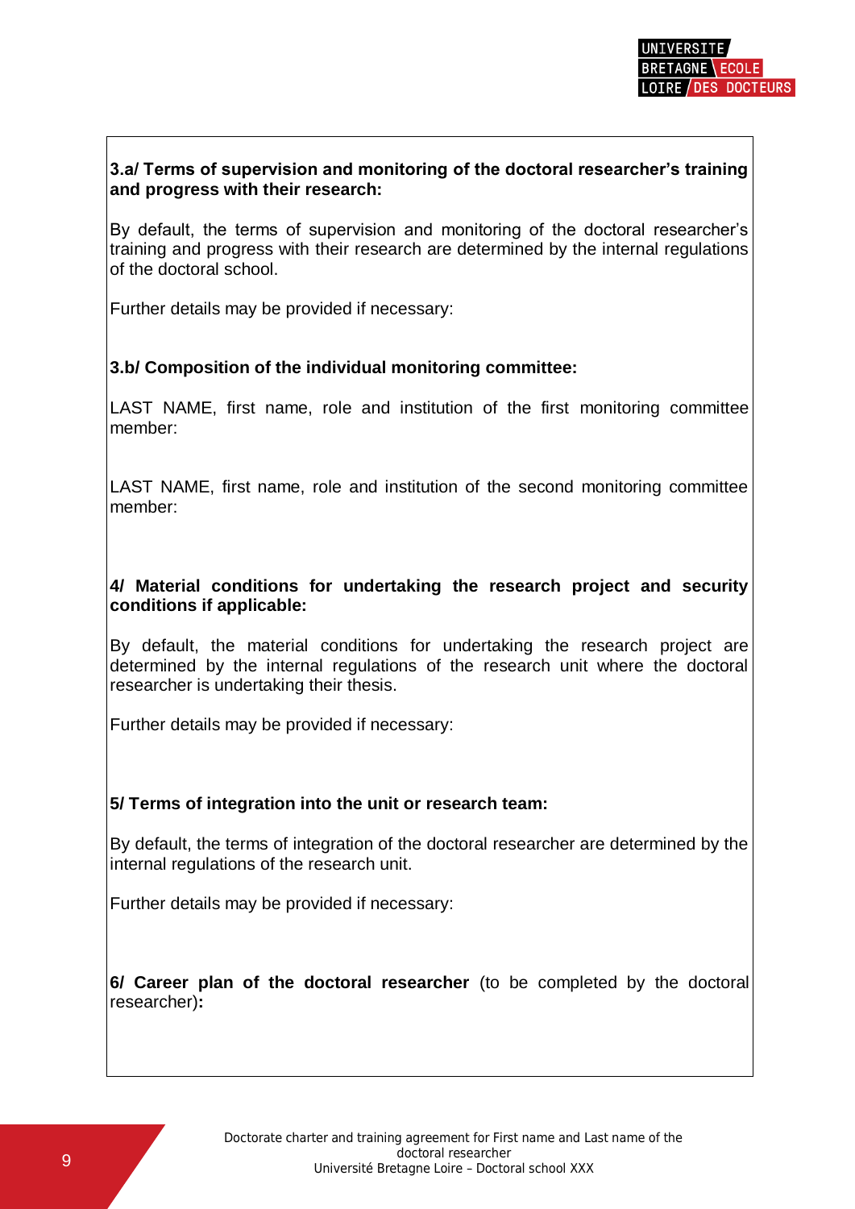**3.a/ Terms of supervision and monitoring of the doctoral researcher's training and progress with their research:**

By default, the terms of supervision and monitoring of the doctoral researcher's training and progress with their research are determined by the internal regulations of the doctoral school.

Further details may be provided if necessary:

**3.b/ Composition of the individual monitoring committee:**

LAST NAME, first name, role and institution of the first monitoring committee member:

LAST NAME, first name, role and institution of the second monitoring committee member:

**4/ Material conditions for undertaking the research project and security conditions if applicable:**

By default, the material conditions for undertaking the research project are determined by the internal regulations of the research unit where the doctoral researcher is undertaking their thesis.

Further details may be provided if necessary:

**5/ Terms of integration into the unit or research team:**

By default, the terms of integration of the doctoral researcher are determined by the internal regulations of the research unit.

Further details may be provided if necessary:

**6/ Career plan of the doctoral researcher** (to be completed by the doctoral researcher)**:**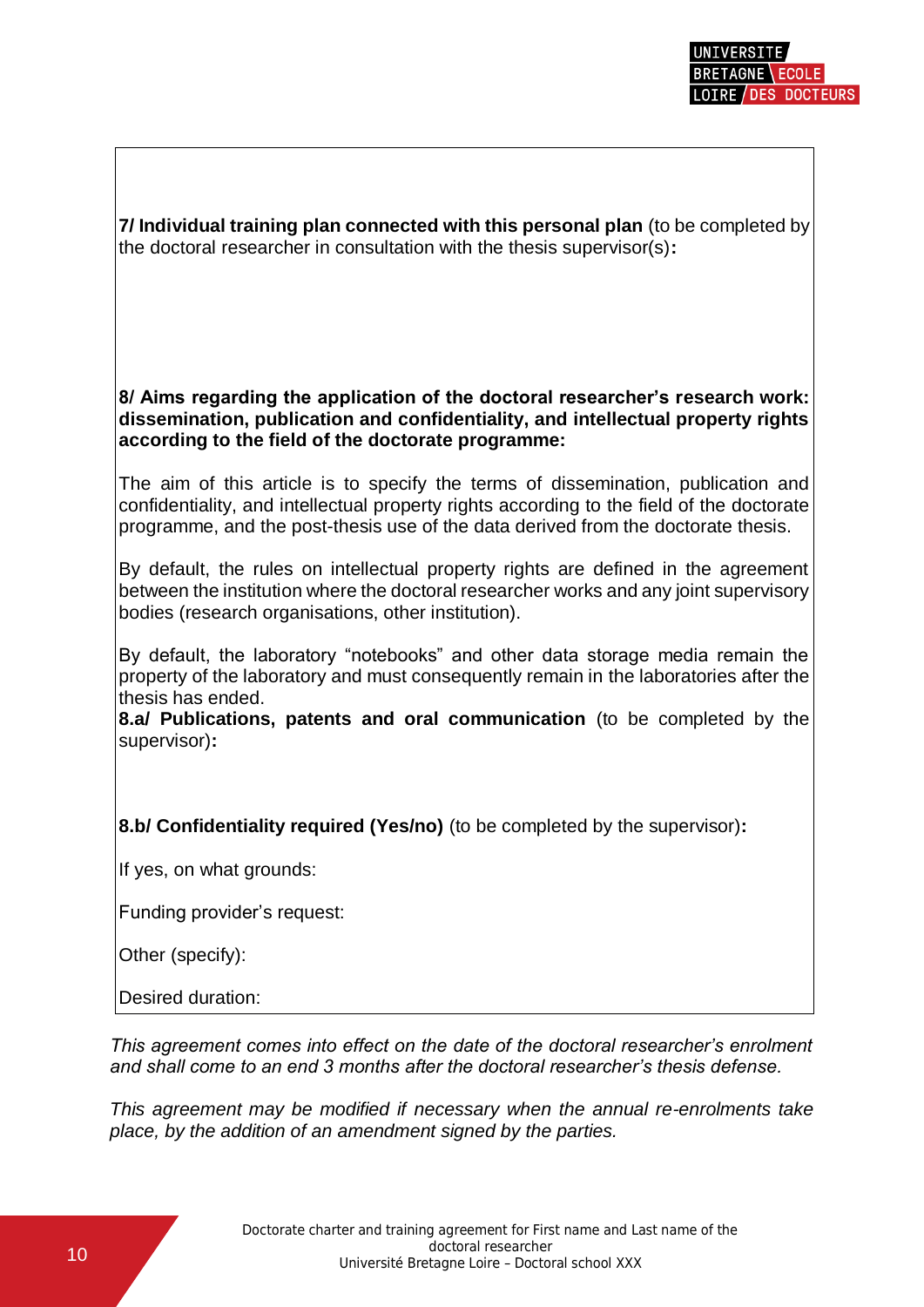**7/ Individual training plan connected with this personal plan** (to be completed by the doctoral researcher in consultation with the thesis supervisor(s)**:**

**8/ Aims regarding the application of the doctoral researcher's research work: dissemination, publication and confidentiality, and intellectual property rights according to the field of the doctorate programme:**

The aim of this article is to specify the terms of dissemination, publication and confidentiality, and intellectual property rights according to the field of the doctorate programme, and the post-thesis use of the data derived from the doctorate thesis.

By default, the rules on intellectual property rights are defined in the agreement between the institution where the doctoral researcher works and any joint supervisory bodies (research organisations, other institution).

By default, the laboratory "notebooks" and other data storage media remain the property of the laboratory and must consequently remain in the laboratories after the thesis has ended.

**8.a/ Publications, patents and oral communication** (to be completed by the supervisor)**:**

**8.b/ Confidentiality required (Yes/no)** (to be completed by the supervisor)**:**

If yes, on what grounds:

Funding provider's request:

Other (specify):

Desired duration:

*This agreement comes into effect on the date of the doctoral researcher's enrolment and shall come to an end 3 months after the doctoral researcher's thesis defense.*

*This agreement may be modified if necessary when the annual re-enrolments take place, by the addition of an amendment signed by the parties.*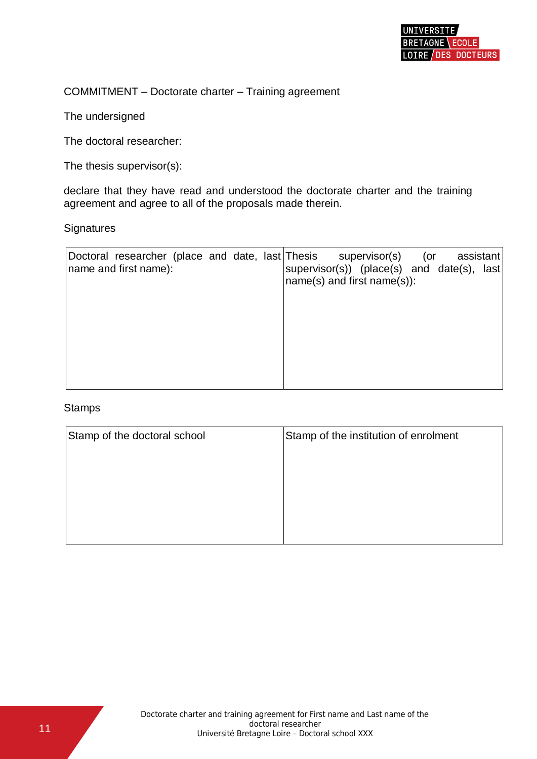COMMITMENT – Doctorate charter – Training agreement

The undersigned

The doctoral researcher:

The thesis supervisor(s):

declare that they have read and understood the doctorate charter and the training agreement and agree to all of the proposals made therein.

Signatures

| Doctoral researcher (place and date, last name and first name): | Thesis supervisor(s) (or assistant supervisor(s)) (place(s) and date(s), last name(s) and first name(s)): |
|---|---|
| | |

Stamps

| Stamp of the doctoral school | Stamp of the institution of enrolment |
|---|---|
| | |